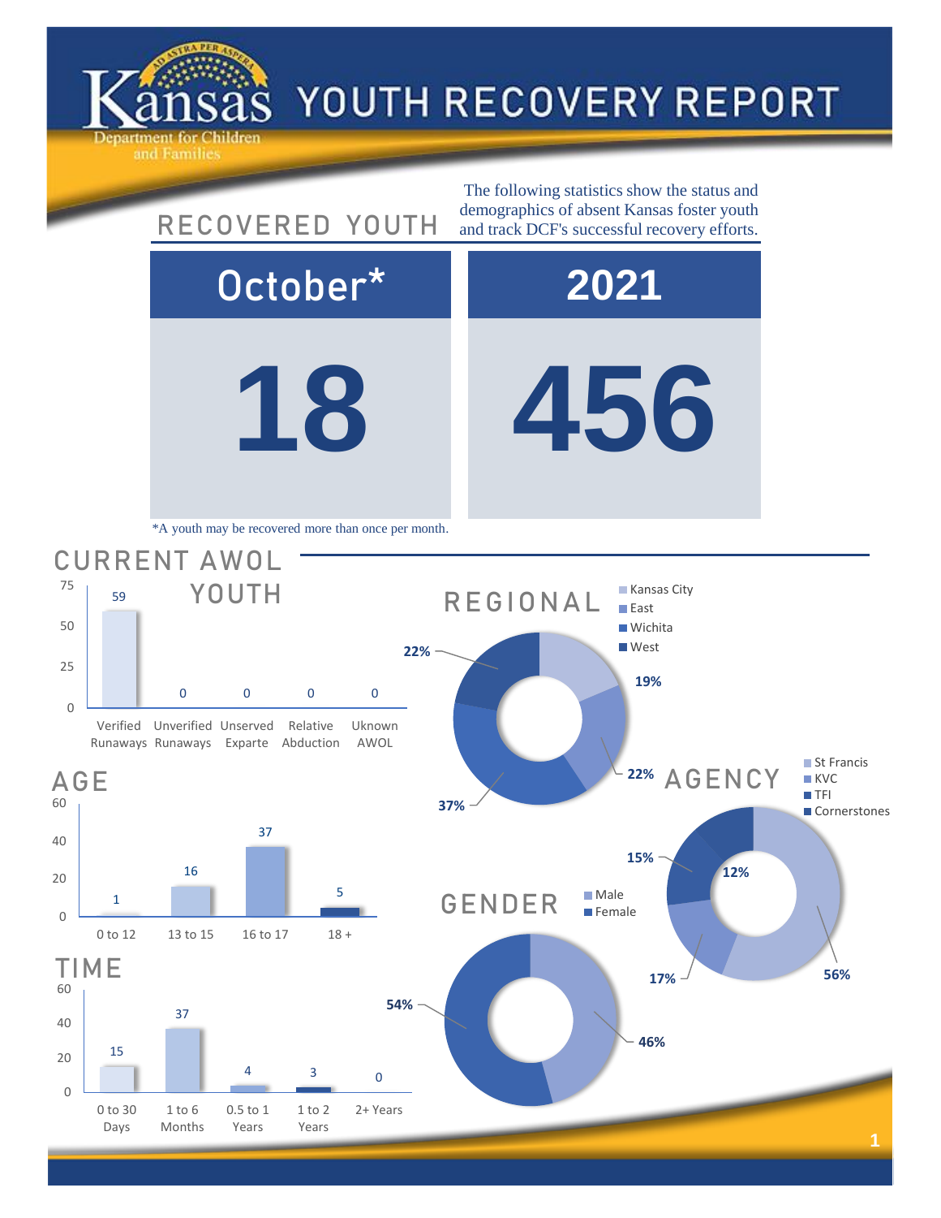# Kansas Department for Children and Families

# YOUTH RECOVERY REPORT

## RECOVERED YOUTH

The following statistics show the status and demographics of absent Kansas foster youth and track DCF's successful recovery efforts.

| October* | 2021 |
|---|---|
| 18 | 456 |

*A youth may be recovered more than once per month.

## CURRENT AWOL YOUTH

| Verified Runaways | Unverified Runaways | Unserved Exparte | Relative Abduction | Uknown AWOL |
|---|---|---|---|---|
| 59 | 0 | 0 | 0 | 0 |

## AGE

| 0 to 12 | 13 to 15 | 16 to 17 | 18 + |
|---|---|---|---|
| 1 | 16 | 37 | 5 |

## TIME

| 0 to 30 Days | 1 to 6 Months | 0.5 to 1 Years | 1 to 2 Years | 2+ Years |
|---|---|---|---|---|
| 15 | 37 | 4 | 3 | 0 |

## REGIONAL

| Kansas City | East | Wichita | West |
|---|---|---|---|
| 19% | 22% | 37% | 22% |

## AGENCY

| St Francis | KVC | TFI | Cornerstones |
|---|---|---|---|
| 56% | 17% | 15% | 12% |

## GENDER

| Male | Female |
|---|---|
| 46% | 54% |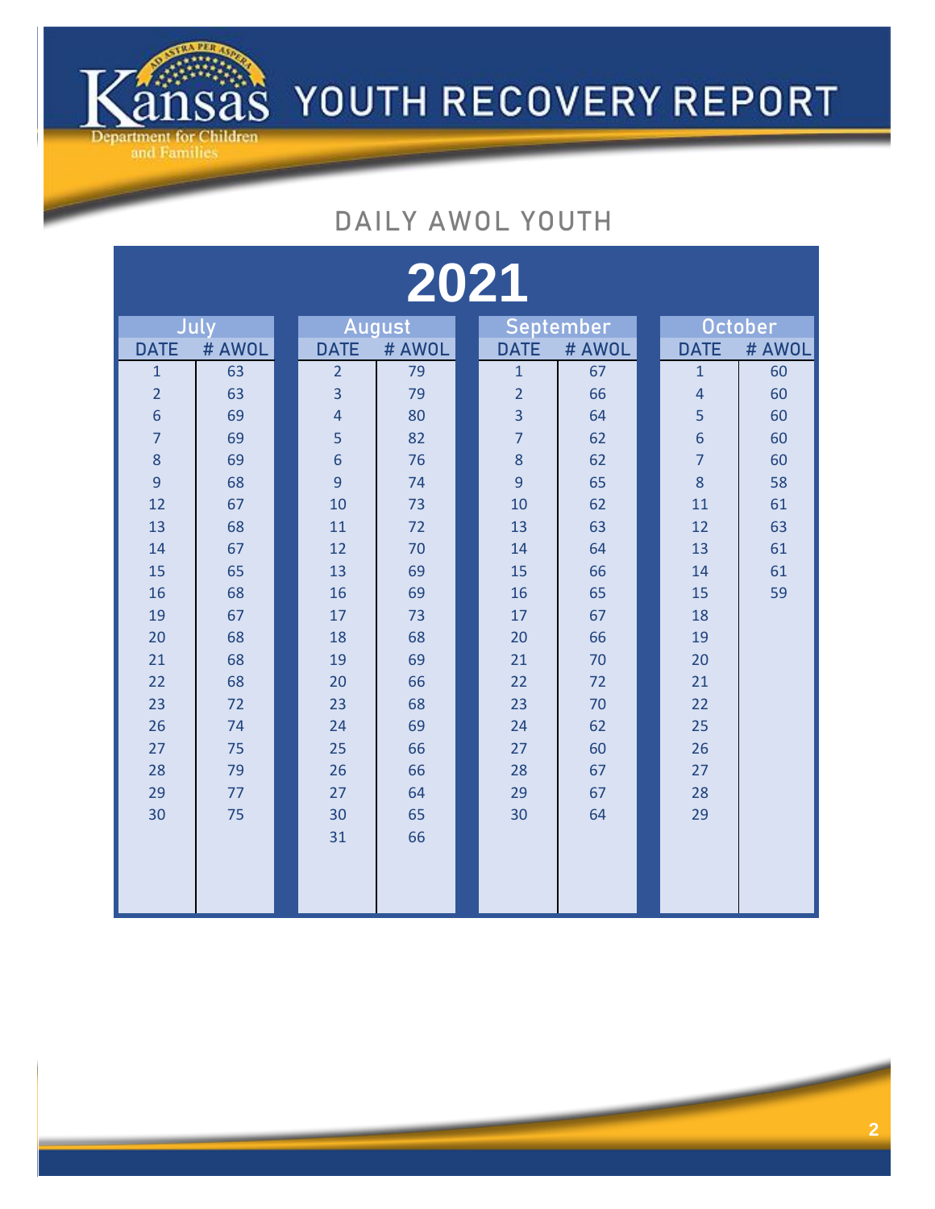# YOUTH RECOVERY REPORT

Kansas Department for Children and Families

## DAILY AWOL YOUTH

### 2021

| July | | August | | September | | October | |
|---|---|---|---|---|---|---|---|
| DATE | # AWOL | DATE | # AWOL | DATE | # AWOL | DATE | # AWOL |
| 1 | 63 | 2 | 79 | 1 | 67 | 1 | 60 |
| 2 | 63 | 3 | 79 | 2 | 66 | 4 | 60 |
| 6 | 69 | 4 | 80 | 3 | 64 | 5 | 60 |
| 7 | 69 | 5 | 82 | 7 | 62 | 6 | 60 |
| 8 | 69 | 6 | 76 | 8 | 62 | 7 | 60 |
| 9 | 68 | 9 | 74 | 9 | 65 | 8 | 58 |
| 12 | 67 | 10 | 73 | 10 | 62 | 11 | 61 |
| 13 | 68 | 11 | 72 | 13 | 63 | 12 | 63 |
| 14 | 67 | 12 | 70 | 14 | 64 | 13 | 61 |
| 15 | 65 | 13 | 69 | 15 | 66 | 14 | 61 |
| 16 | 68 | 16 | 69 | 16 | 65 | 15 | 59 |
| 19 | 67 | 17 | 73 | 17 | 67 | 18 | |
| 20 | 68 | 18 | 68 | 20 | 66 | 19 | |
| 21 | 68 | 19 | 69 | 21 | 70 | 20 | |
| 22 | 68 | 20 | 66 | 22 | 72 | 21 | |
| 23 | 72 | 23 | 68 | 23 | 70 | 22 | |
| 26 | 74 | 24 | 69 | 24 | 62 | 25 | |
| 27 | 75 | 25 | 66 | 27 | 60 | 26 | |
| 28 | 79 | 26 | 66 | 28 | 67 | 27 | |
| 29 | 77 | 27 | 64 | 29 | 67 | 28 | |
| 30 | 75 | 30 | 65 | 30 | 64 | 29 | |
| | | 31 | 66 | | | | |